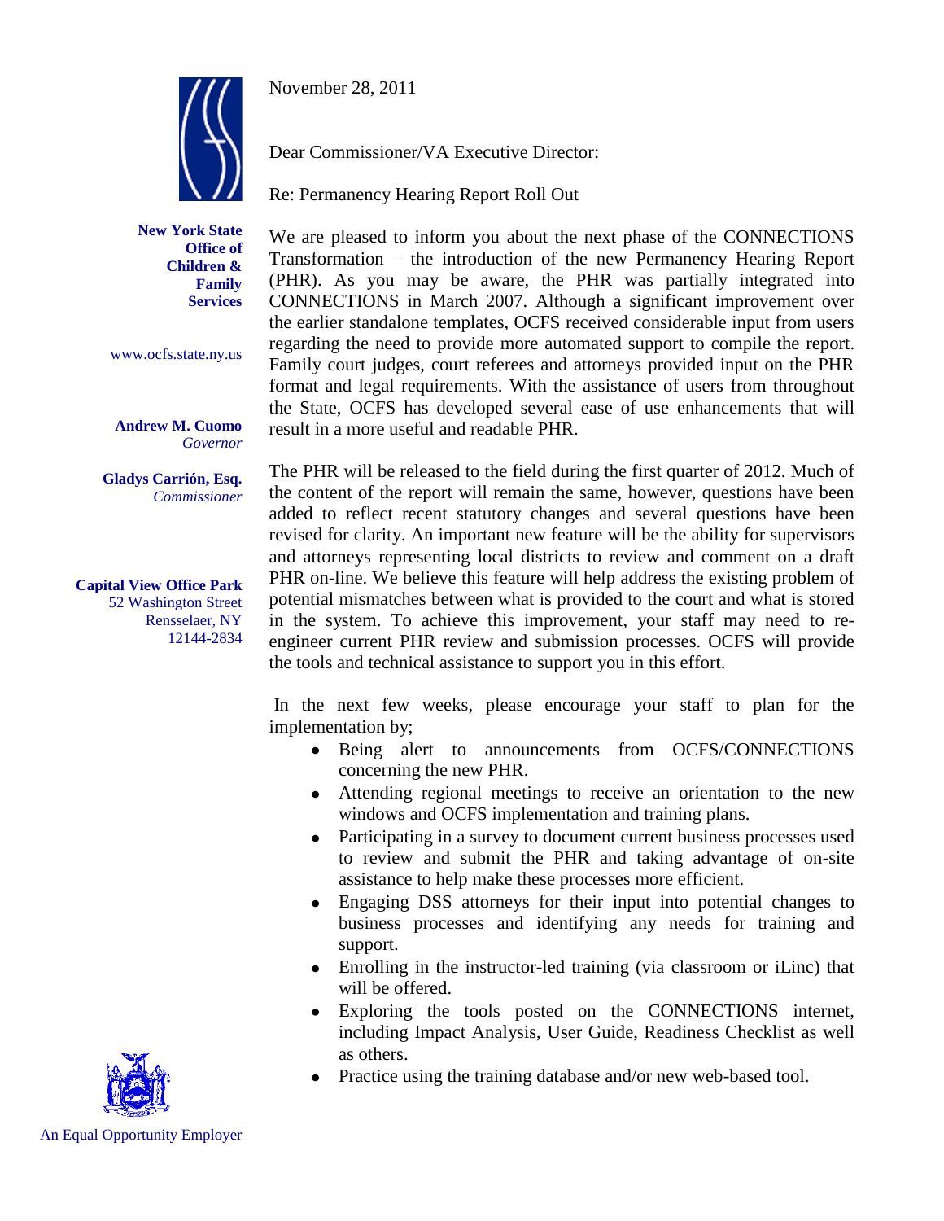**New York State Office of Children & Family Services**

www.ocfs.state.ny.us

**Andrew M. Cuomo**
*Governor*

**Gladys Carrión, Esq.**
*Commissioner*

**Capital View Office Park**
52 Washington Street
Rensselaer, NY
12144-2834

November 28, 2011

Dear Commissioner/VA Executive Director:

Re: Permanency Hearing Report Roll Out

We are pleased to inform you about the next phase of the CONNECTIONS Transformation – the introduction of the new Permanency Hearing Report (PHR). As you may be aware, the PHR was partially integrated into CONNECTIONS in March 2007. Although a significant improvement over the earlier standalone templates, OCFS received considerable input from users regarding the need to provide more automated support to compile the report. Family court judges, court referees and attorneys provided input on the PHR format and legal requirements. With the assistance of users from throughout the State, OCFS has developed several ease of use enhancements that will result in a more useful and readable PHR.

The PHR will be released to the field during the first quarter of 2012. Much of the content of the report will remain the same, however, questions have been added to reflect recent statutory changes and several questions have been revised for clarity. An important new feature will be the ability for supervisors and attorneys representing local districts to review and comment on a draft PHR on-line. We believe this feature will help address the existing problem of potential mismatches between what is provided to the court and what is stored in the system. To achieve this improvement, your staff may need to re-engineer current PHR review and submission processes. OCFS will provide the tools and technical assistance to support you in this effort.

In the next few weeks, please encourage your staff to plan for the implementation by;

- Being alert to announcements from OCFS/CONNECTIONS concerning the new PHR.
- Attending regional meetings to receive an orientation to the new windows and OCFS implementation and training plans.
- Participating in a survey to document current business processes used to review and submit the PHR and taking advantage of on-site assistance to help make these processes more efficient.
- Engaging DSS attorneys for their input into potential changes to business processes and identifying any needs for training and support.
- Enrolling in the instructor-led training (via classroom or iLinc) that will be offered.
- Exploring the tools posted on the CONNECTIONS internet, including Impact Analysis, User Guide, Readiness Checklist as well as others.
- Practice using the training database and/or new web-based tool.

An Equal Opportunity Employer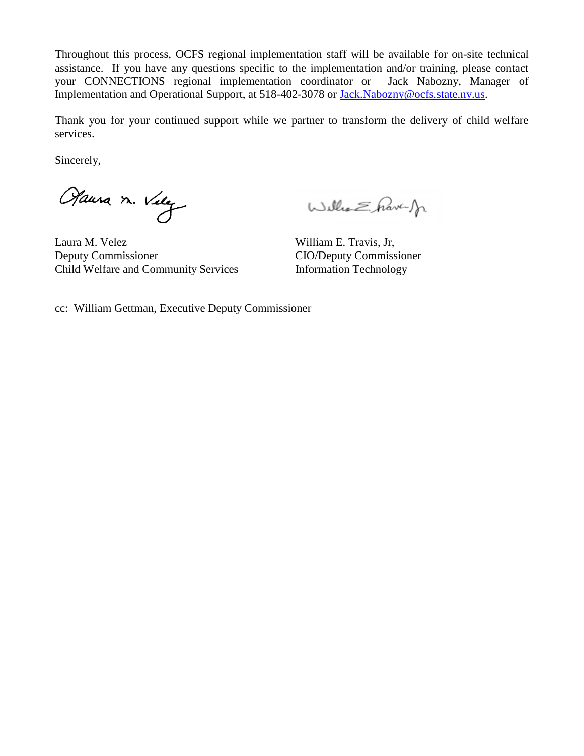Throughout this process, OCFS regional implementation staff will be available for on-site technical assistance. If you have any questions specific to the implementation and/or training, please contact your CONNECTIONS regional implementation coordinator or Jack Nabozny, Manager of Implementation and Operational Support, at 518-402-3078 or Jack.Nabozny@ocfs.state.ny.us.

Thank you for your continued support while we partner to transform the delivery of child welfare services.

Sincerely,

Laura M. Velez
Deputy Commissioner
Child Welfare and Community Services

William E. Travis, Jr,
CIO/Deputy Commissioner
Information Technology

cc: William Gettman, Executive Deputy Commissioner